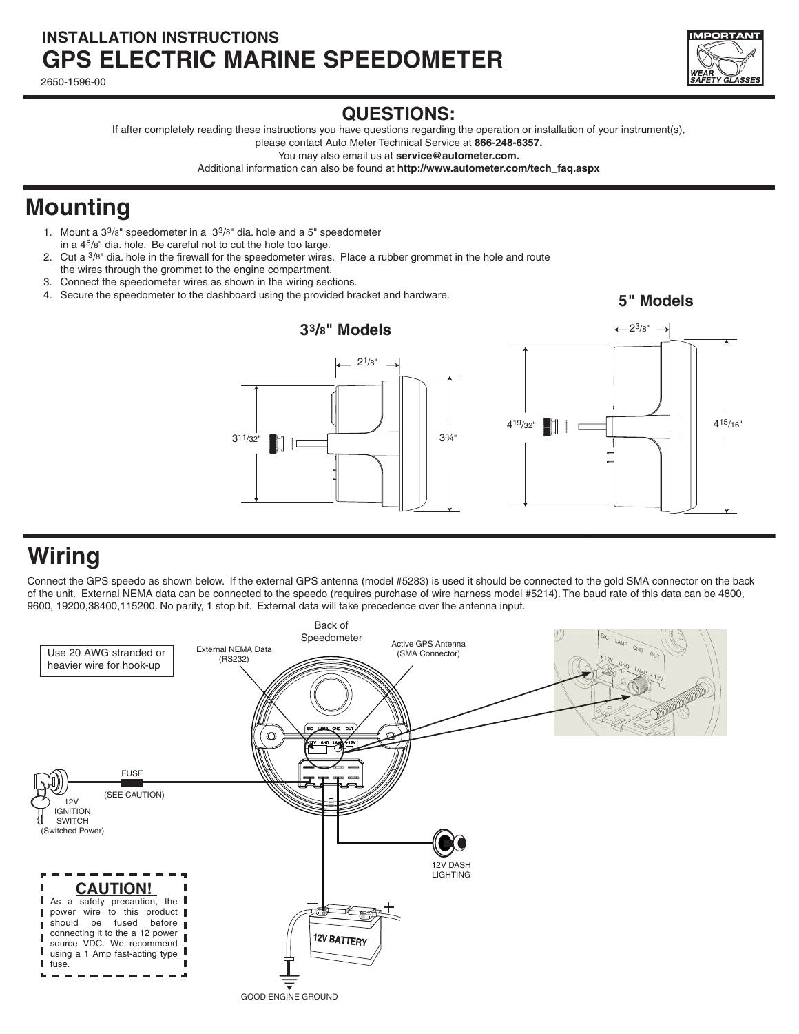## INSTALLATION INSTRUCTIONS

# GPS ELECTRIC MARINE SPEEDOMETER

2650-1596-00

IMPORTANT
WEAR SAFETY GLASSES

## QUESTIONS:

If after completely reading these instructions you have questions regarding the operation or installation of your instrument(s), please contact Auto Meter Technical Service at **866-248-6357.**
You may also email us at **service@autometer.com.**
Additional information can also be found at **http://www.autometer.com/tech_faq.aspx**

# Mounting

1. Mount a 3³/₈" speedometer in a 3³/₈" dia. hole and a 5" speedometer in a 4⁵/₈" dia. hole. Be careful not to cut the hole too large.
2. Cut a ³/₈" dia. hole in the firewall for the speedometer wires. Place a rubber grommet in the hole and route the wires through the grommet to the engine compartment.
3. Connect the speedometer wires as shown in the wiring sections.
4. Secure the speedometer to the dashboard using the provided bracket and hardware.

**3³/₈" Models**

2¹/₈"
3¹¹/₃₂"
3¾"

**5" Models**

2³/₈"
4¹⁹/₃₂"
4¹⁵/₁₆"

# Wiring

Connect the GPS speedo as shown below. If the external GPS antenna (model #5283) is used it should be connected to the gold SMA connector on the back of the unit. External NEMA data can be connected to the speedo (requires purchase of wire harness model #5214). The baud rate of this data can be 4800, 9600, 19200,38400,115200. No parity, 1 stop bit. External data will take precedence over the antenna input.

Use 20 AWG stranded or heavier wire for hook-up

Back of Speedometer

External NEMA Data (RS232)

Active GPS Antenna (SMA Connector)

SIG LAMP GND OUT
+12V GND LAMP +12V

FUSE
(SEE CAUTION)

12V IGNITION SWITCH (Switched Power)

12V DASH LIGHTING

12V BATTERY

GOOD ENGINE GROUND

**CAUTION!**
As a safety precaution, the power wire to this product should be fused before connecting it to the a 12 power source VDC. We recommend using a 1 Amp fast-acting type fuse.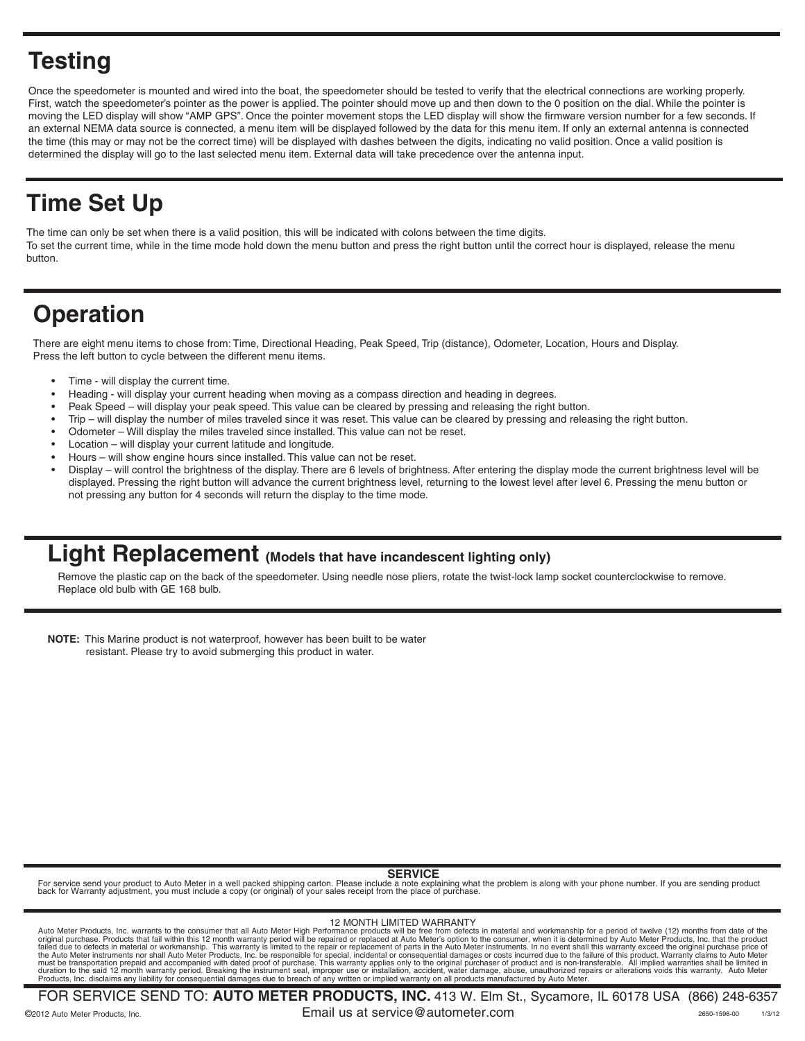# Testing

Once the speedometer is mounted and wired into the boat, the speedometer should be tested to verify that the electrical connections are working properly. First, watch the speedometer's pointer as the power is applied. The pointer should move up and then down to the 0 position on the dial. While the pointer is moving the LED display will show "AMP GPS". Once the pointer movement stops the LED display will show the firmware version number for a few seconds. If an external NEMA data source is connected, a menu item will be displayed followed by the data for this menu item. If only an external antenna is connected the time (this may or may not be the correct time) will be displayed with dashes between the digits, indicating no valid position. Once a valid position is determined the display will go to the last selected menu item. External data will take precedence over the antenna input.

# Time Set Up

The time can only be set when there is a valid position, this will be indicated with colons between the time digits.
To set the current time, while in the time mode hold down the menu button and press the right button until the correct hour is displayed, release the menu button.

# Operation

There are eight menu items to chose from: Time, Directional Heading, Peak Speed, Trip (distance), Odometer, Location, Hours and Display.
Press the left button to cycle between the different menu items.

- Time - will display the current time.
- Heading - will display your current heading when moving as a compass direction and heading in degrees.
- Peak Speed – will display your peak speed. This value can be cleared by pressing and releasing the right button.
- Trip – will display the number of miles traveled since it was reset. This value can be cleared by pressing and releasing the right button.
- Odometer – Will display the miles traveled since installed. This value can not be reset.
- Location – will display your current latitude and longitude.
- Hours – will show engine hours since installed. This value can not be reset.
- Display – will control the brightness of the display. There are 6 levels of brightness. After entering the display mode the current brightness level will be displayed. Pressing the right button will advance the current brightness level, returning to the lowest level after level 6. Pressing the menu button or not pressing any button for 4 seconds will return the display to the time mode.

# Light Replacement (Models that have incandescent lighting only)

Remove the plastic cap on the back of the speedometer. Using needle nose pliers, rotate the twist-lock lamp socket counterclockwise to remove. Replace old bulb with GE 168 bulb.

**NOTE:** This Marine product is not waterproof, however has been built to be water resistant. Please try to avoid submerging this product in water.

**SERVICE**

For service send your product to Auto Meter in a well packed shipping carton. Please include a note explaining what the problem is along with your phone number. If you are sending product back for Warranty adjustment, you must include a copy (or original) of your sales receipt from the place of purchase.

12 MONTH LIMITED WARRANTY

Auto Meter Products, Inc. warrants to the consumer that all Auto Meter High Performance products will be free from defects in material and workmanship for a period of twelve (12) months from date of the original purchase. Products that fail within this 12 month warranty period will be repaired or replaced at Auto Meter's option to the consumer, when it is determined by Auto Meter Products, Inc. that the product failed due to defects in material or workmanship. This warranty is limited to the repair or replacement of parts in the Auto Meter instruments. In no event shall this warranty exceed the original purchase price of the Auto Meter instruments nor shall Auto Meter Products, Inc. be responsible for special, incidental or consequential damages or costs incurred due to the failure of this product. Warranty claims to Auto Meter must be transportation prepaid and accompanied with dated proof of purchase. This warranty applies only to the original purchaser of product and is non-transferable. All implied warranties shall be limited in duration to the said 12 month warranty period. Breaking the instrument seal, improper use or installation, accident, water damage, abuse, unauthorized repairs or alterations voids this warranty. Auto Meter Products, Inc. disclaims any liability for consequential damages due to breach of any written or implied warranty on all products manufactured by Auto Meter.

FOR SERVICE SEND TO: **AUTO METER PRODUCTS, INC.** 413 W. Elm St., Sycamore, IL 60178 USA (866) 248-6357

Email us at service@autometer.com

©2012 Auto Meter Products, Inc. 2650-1596-00 1/3/12